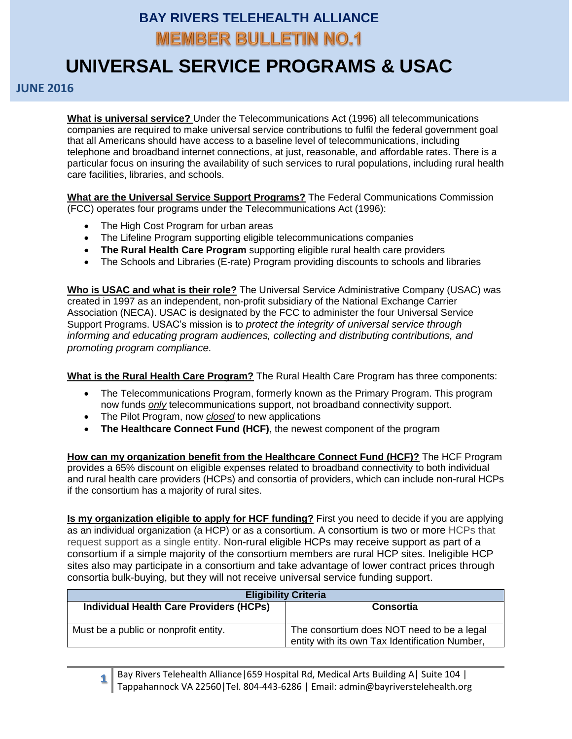# BAY RIVERS TELEHEALTH ALLIANCE

## MEMBER BULLETIN NO.1

# UNIVERSAL SERVICE PROGRAMS & USAC

**JUNE 2016**

**What is universal service?** Under the Telecommunications Act (1996) all telecommunications companies are required to make universal service contributions to fulfil the federal government goal that all Americans should have access to a baseline level of telecommunications, including telephone and broadband internet connections, at just, reasonable, and affordable rates. There is a particular focus on insuring the availability of such services to rural populations, including rural health care facilities, libraries, and schools.

**What are the Universal Service Support Programs?** The Federal Communications Commission (FCC) operates four programs under the Telecommunications Act (1996):

- The High Cost Program for urban areas
- The Lifeline Program supporting eligible telecommunications companies
- **The Rural Health Care Program** supporting eligible rural health care providers
- The Schools and Libraries (E-rate) Program providing discounts to schools and libraries

**Who is USAC and what is their role?** The Universal Service Administrative Company (USAC) was created in 1997 as an independent, non-profit subsidiary of the National Exchange Carrier Association (NECA). USAC is designated by the FCC to administer the four Universal Service Support Programs. USAC's mission is to *protect the integrity of universal service through informing and educating program audiences, collecting and distributing contributions, and promoting program compliance.*

**What is the Rural Health Care Program?** The Rural Health Care Program has three components:

- The Telecommunications Program, formerly known as the Primary Program. This program now funds *only* telecommunications support, not broadband connectivity support.
- The Pilot Program, now *closed* to new applications
- **The Healthcare Connect Fund (HCF)**, the newest component of the program

**How can my organization benefit from the Healthcare Connect Fund (HCF)?** The HCF Program provides a 65% discount on eligible expenses related to broadband connectivity to both individual and rural health care providers (HCPs) and consortia of providers, which can include non-rural HCPs if the consortium has a majority of rural sites.

**Is my organization eligible to apply for HCF funding?** First you need to decide if you are applying as an individual organization (a HCP) or as a consortium. A consortium is two or more HCPs that request support as a single entity. Non-rural eligible HCPs may receive support as part of a consortium if a simple majority of the consortium members are rural HCP sites. Ineligible HCP sites also may participate in a consortium and take advantage of lower contract prices through consortia bulk-buying, but they will not receive universal service funding support.

| **Eligibility Criteria** | |
|---|---|
| **Individual Health Care Providers (HCPs)** | **Consortia** |
| Must be a public or nonprofit entity. | The consortium does NOT need to be a legal entity with its own Tax Identification Number, |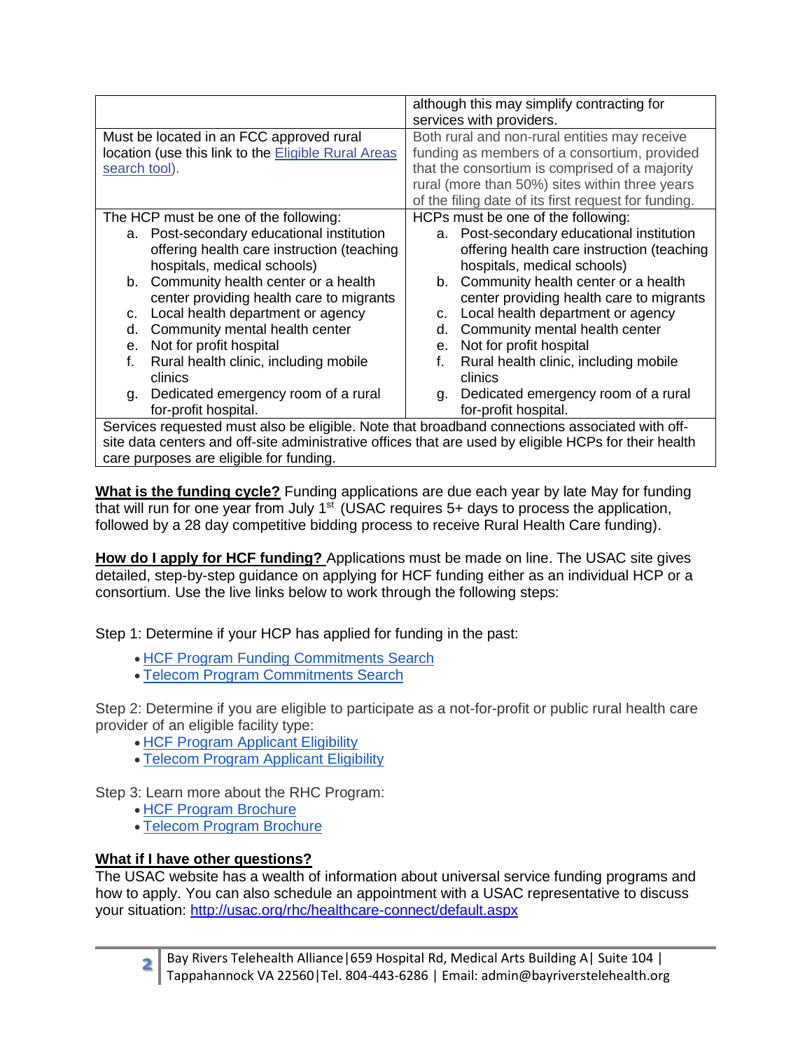| | |
|---|---|
| | although this may simplify contracting for services with providers. |
| Must be located in an FCC approved rural location (use this link to the Eligible Rural Areas search tool). | Both rural and non-rural entities may receive funding as members of a consortium, provided that the consortium is comprised of a majority rural (more than 50%) sites within three years of the filing date of its first request for funding. |
| The HCP must be one of the following:<br>a. Post-secondary educational institution offering health care instruction (teaching hospitals, medical schools)<br>b. Community health center or a health center providing health care to migrants<br>c. Local health department or agency<br>d. Community mental health center<br>e. Not for profit hospital<br>f. Rural health clinic, including mobile clinics<br>g. Dedicated emergency room of a rural for-profit hospital. | HCPs must be one of the following:<br>a. Post-secondary educational institution offering health care instruction (teaching hospitals, medical schools)<br>b. Community health center or a health center providing health care to migrants<br>c. Local health department or agency<br>d. Community mental health center<br>e. Not for profit hospital<br>f. Rural health clinic, including mobile clinics<br>g. Dedicated emergency room of a rural for-profit hospital. |
| Services requested must also be eligible. Note that broadband connections associated with off-site data centers and off-site administrative offices that are used by eligible HCPs for their health care purposes are eligible for funding. | |

**What is the funding cycle?** Funding applications are due each year by late May for funding that will run for one year from July 1st (USAC requires 5+ days to process the application, followed by a 28 day competitive bidding process to receive Rural Health Care funding).

**How do I apply for HCF funding?** Applications must be made on line. The USAC site gives detailed, step-by-step guidance on applying for HCF funding either as an individual HCP or a consortium. Use the live links below to work through the following steps:

Step 1: Determine if your HCP has applied for funding in the past:

- HCF Program Funding Commitments Search
- Telecom Program Commitments Search

Step 2: Determine if you are eligible to participate as a not-for-profit or public rural health care provider of an eligible facility type:

- HCF Program Applicant Eligibility
- Telecom Program Applicant Eligibility

Step 3: Learn more about the RHC Program:

- HCF Program Brochure
- Telecom Program Brochure

**What if I have other questions?**

The USAC website has a wealth of information about universal service funding programs and how to apply. You can also schedule an appointment with a USAC representative to discuss your situation: http://usac.org/rhc/healthcare-connect/default.aspx

Bay Rivers Telehealth Alliance|659 Hospital Rd, Medical Arts Building A| Suite 104 | Tappahannock VA 22560|Tel. 804-443-6286 | Email: admin@bayriverstelehealth.org